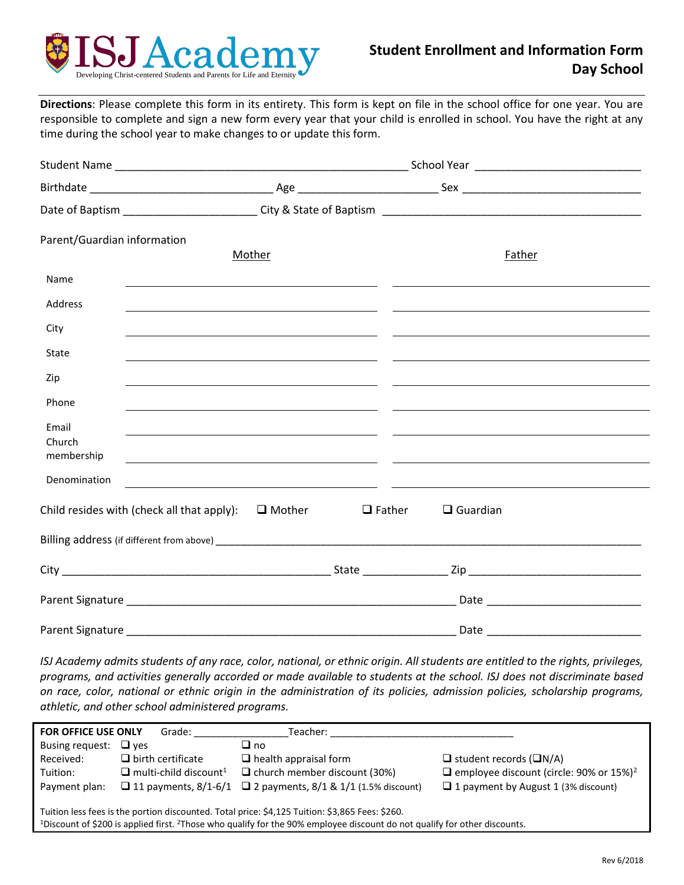# ISJ Academy

Developing Christ-centered Students and Parents for Life and Eternity

## Student Enrollment and Information Form
## Day School

**Directions**: Please complete this form in its entirety. This form is kept on file in the school office for one year. You are responsible to complete and sign a new form every year that your child is enrolled in school. You have the right at any time during the school year to make changes to or update this form.

Student Name ______________________________________________ School Year __________________________

Birthdate ____________________________ Age ____________________ Sex ___________________________

Date of Baptism ____________________ City & State of Baptism ________________________________________

Parent/Guardian information

| | Mother | Father |
|---|---|---|
| Name | | |
| Address | | |
| City | | |
| State | | |
| Zip | | |
| Phone | | |
| Email | | |
| Church membership | | |
| Denomination | | |

Child resides with (check all that apply): ❑ Mother ❑ Father ❑ Guardian

Billing address (if different from above) ______________________________________________________________

City __________________________________________ State _____________ Zip __________________________

Parent Signature ____________________________________________________ Date ________________________

Parent Signature ____________________________________________________ Date ________________________

*ISJ Academy admits students of any race, color, national, or ethnic origin. All students are entitled to the rights, privileges, programs, and activities generally accorded or made available to students at the school. ISJ does not discriminate based on race, color, national or ethnic origin in the administration of its policies, admission policies, scholarship programs, athletic, and other school administered programs.*

---

**FOR OFFICE USE ONLY** Grade: _______________ Teacher: ______________________________

| | | | |
|---|---|---|---|
| Busing request: | ❑ yes | ❑ no | |
| Received: | ❑ birth certificate | ❑ health appraisal form | ❑ student records (❑N/A) |
| Tuition: | ❑ multi-child discount[1] | ❑ church member discount (30%) | ❑ employee discount (circle: 90% or 15%)[2] |
| Payment plan: | ❑ 11 payments, 8/1-6/1 | ❑ 2 payments, 8/1 & 1/1 (1.5% discount) | ❑ 1 payment by August 1 (3% discount) |

Tuition less fees is the portion discounted. Total price: $4,125 Tuition: $3,865 Fees: $260.

[1]Discount of $200 is applied first. [2]Those who qualify for the 90% employee discount do not qualify for other discounts.

Rev 6/2018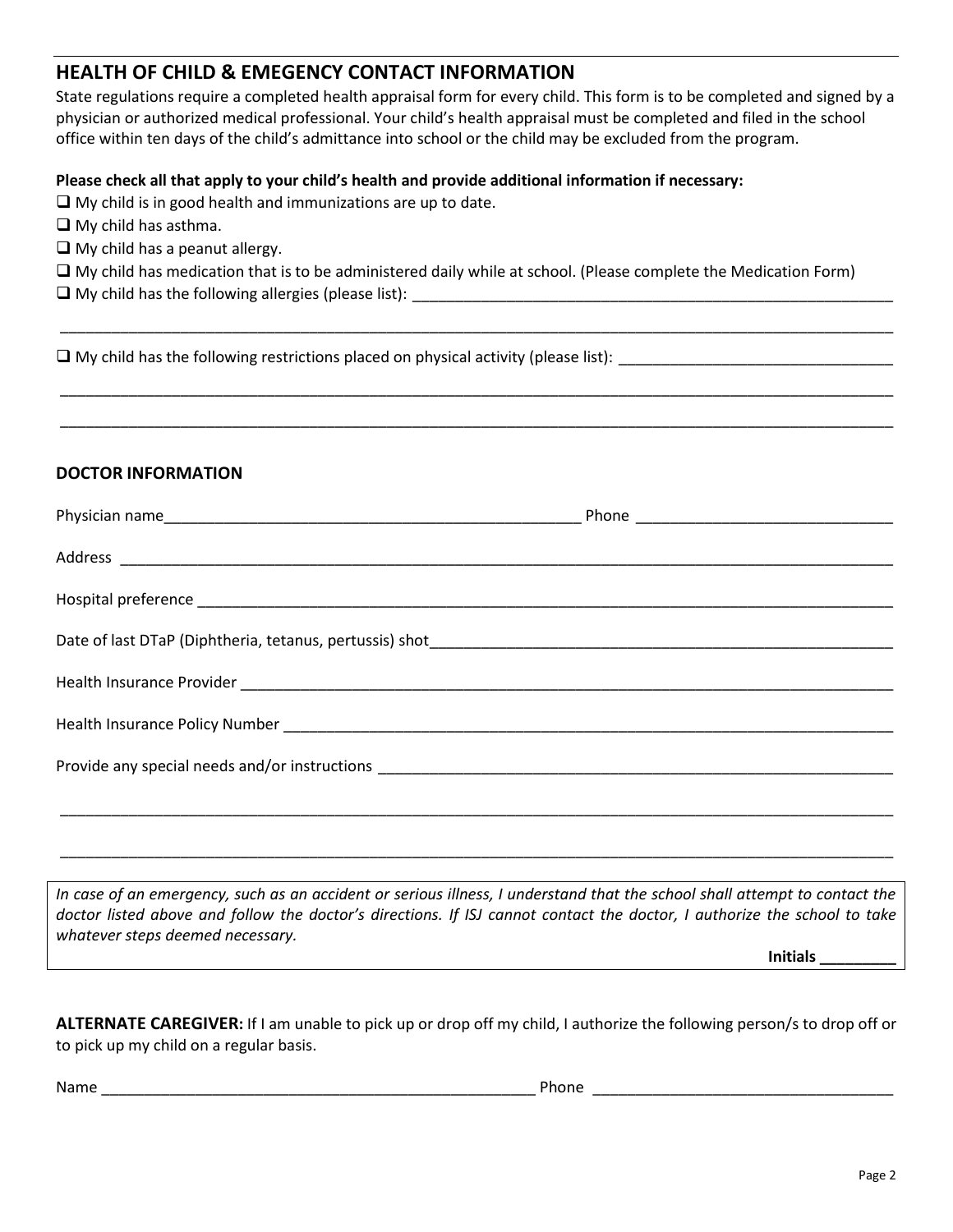## HEALTH OF CHILD & EMEGENCY CONTACT INFORMATION

State regulations require a completed health appraisal form for every child. This form is to be completed and signed by a physician or authorized medical professional. Your child's health appraisal must be completed and filed in the school office within ten days of the child's admittance into school or the child may be excluded from the program.

**Please check all that apply to your child's health and provide additional information if necessary:**

- ❑ My child is in good health and immunizations are up to date.
- ❑ My child has asthma.
- ❑ My child has a peanut allergy.
- ❑ My child has medication that is to be administered daily while at school. (Please complete the Medication Form)
- ❑ My child has the following allergies (please list): ____________________________________________

____________________________________________________________________________________

- ❑ My child has the following restrictions placed on physical activity (please list): ______________________

____________________________________________________________________________________

____________________________________________________________________________________

### DOCTOR INFORMATION

Physician name________________________________________ Phone ________________________

Address ____________________________________________________________________________

Hospital preference ____________________________________________________________________

Date of last DTaP (Diphtheria, tetanus, pertussis) shot____________________________________________

Health Insurance Provider _______________________________________________________________

Health Insurance Policy Number ___________________________________________________________

Provide any special needs and/or instructions _________________________________________________

____________________________________________________________________________________

____________________________________________________________________________________

*In case of an emergency, such as an accident or serious illness, I understand that the school shall attempt to contact the doctor listed above and follow the doctor's directions. If ISJ cannot contact the doctor, I authorize the school to take whatever steps deemed necessary.*

**Initials** _________

**ALTERNATE CAREGIVER:** If I am unable to pick up or drop off my child, I authorize the following person/s to drop off or to pick up my child on a regular basis.

Name ________________________________________ Phone ____________________________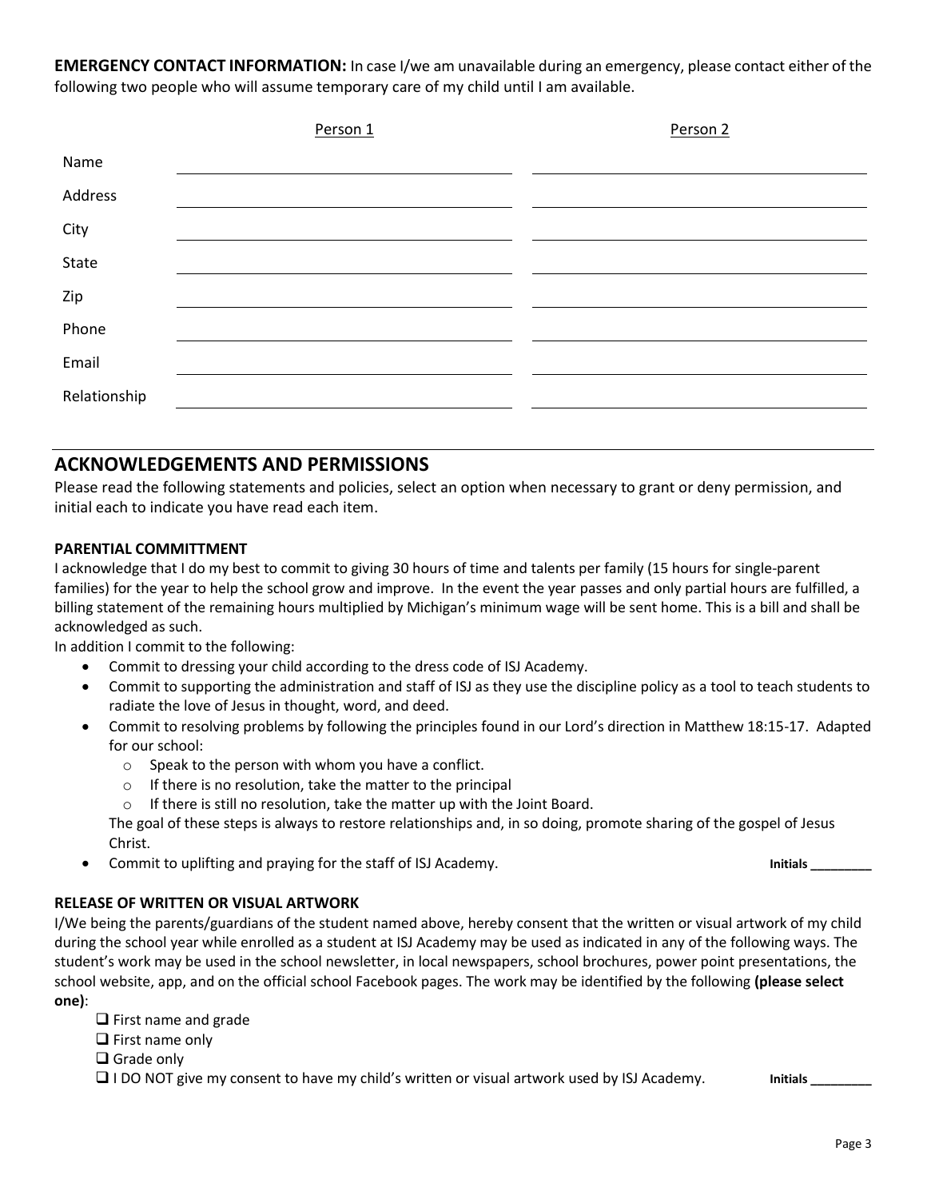**EMERGENCY CONTACT INFORMATION:** In case I/we am unavailable during an emergency, please contact either of the following two people who will assume temporary care of my child until I am available.

| | Person 1 | Person 2 |
|---|---|---|
| Name | | |
| Address | | |
| City | | |
| State | | |
| Zip | | |
| Phone | | |
| Email | | |
| Relationship | | |

## ACKNOWLEDGEMENTS AND PERMISSIONS

Please read the following statements and policies, select an option when necessary to grant or deny permission, and initial each to indicate you have read each item.

**PARENTIAL COMMITTMENT**

I acknowledge that I do my best to commit to giving 30 hours of time and talents per family (15 hours for single-parent families) for the year to help the school grow and improve. In the event the year passes and only partial hours are fulfilled, a billing statement of the remaining hours multiplied by Michigan's minimum wage will be sent home. This is a bill and shall be acknowledged as such.

In addition I commit to the following:

- Commit to dressing your child according to the dress code of ISJ Academy.
- Commit to supporting the administration and staff of ISJ as they use the discipline policy as a tool to teach students to radiate the love of Jesus in thought, word, and deed.
- Commit to resolving problems by following the principles found in our Lord's direction in Matthew 18:15-17. Adapted for our school:
  - Speak to the person with whom you have a conflict.
  - If there is no resolution, take the matter to the principal
  - If there is still no resolution, take the matter up with the Joint Board.

  The goal of these steps is always to restore relationships and, in so doing, promote sharing of the gospel of Jesus Christ.
- Commit to uplifting and praying for the staff of ISJ Academy. **Initials _________**

**RELEASE OF WRITTEN OR VISUAL ARTWORK**

I/We being the parents/guardians of the student named above, hereby consent that the written or visual artwork of my child during the school year while enrolled as a student at ISJ Academy may be used as indicated in any of the following ways. The student's work may be used in the school newsletter, in local newspapers, school brochures, power point presentations, the school website, app, and on the official school Facebook pages. The work may be identified by the following **(please select one)**:

- ☐ First name and grade
- ☐ First name only
- ☐ Grade only
- ☐ I DO NOT give my consent to have my child's written or visual artwork used by ISJ Academy. **Initials _________**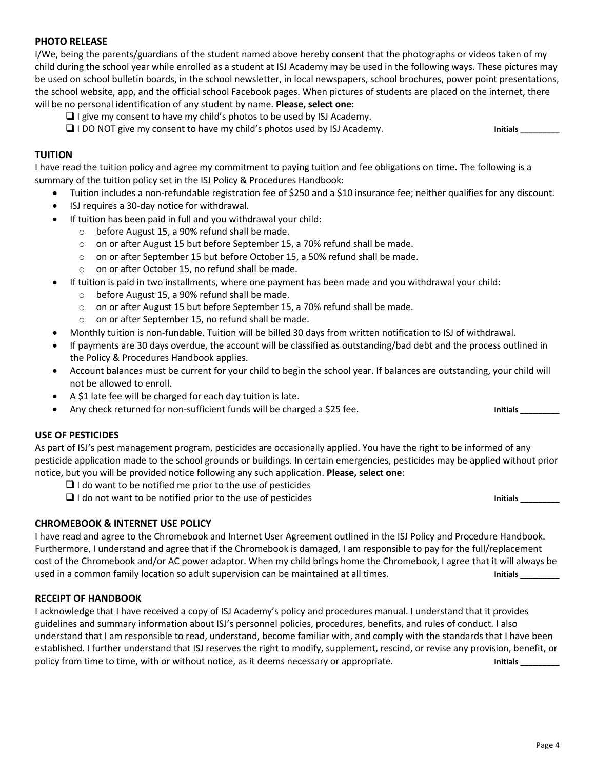### PHOTO RELEASE

I/We, being the parents/guardians of the student named above hereby consent that the photographs or videos taken of my child during the school year while enrolled as a student at ISJ Academy may be used in the following ways. These pictures may be used on school bulletin boards, in the school newsletter, in local newspapers, school brochures, power point presentations, the school website, app, and the official school Facebook pages. When pictures of students are placed on the internet, there will be no personal identification of any student by name. **Please, select one**:

- ☐ I give my consent to have my child's photos to be used by ISJ Academy.
- ☐ I DO NOT give my consent to have my child's photos used by ISJ Academy.

**Initials ________**

### TUITION

I have read the tuition policy and agree my commitment to paying tuition and fee obligations on time. The following is a summary of the tuition policy set in the ISJ Policy & Procedures Handbook:

- Tuition includes a non-refundable registration fee of $250 and a $10 insurance fee; neither qualifies for any discount.
- ISJ requires a 30-day notice for withdrawal.
- If tuition has been paid in full and you withdrawal your child:
  - before August 15, a 90% refund shall be made.
  - on or after August 15 but before September 15, a 70% refund shall be made.
  - on or after September 15 but before October 15, a 50% refund shall be made.
  - on or after October 15, no refund shall be made.
- If tuition is paid in two installments, where one payment has been made and you withdrawal your child:
  - before August 15, a 90% refund shall be made.
  - on or after August 15 but before September 15, a 70% refund shall be made.
  - on or after September 15, no refund shall be made.
- Monthly tuition is non-fundable. Tuition will be billed 30 days from written notification to ISJ of withdrawal.
- If payments are 30 days overdue, the account will be classified as outstanding/bad debt and the process outlined in the Policy & Procedures Handbook applies.
- Account balances must be current for your child to begin the school year. If balances are outstanding, your child will not be allowed to enroll.
- A $1 late fee will be charged for each day tuition is late.
- Any check returned for non-sufficient funds will be charged a $25 fee.

**Initials ________**

### USE OF PESTICIDES

As part of ISJ's pest management program, pesticides are occasionally applied. You have the right to be informed of any pesticide application made to the school grounds or buildings. In certain emergencies, pesticides may be applied without prior notice, but you will be provided notice following any such application. **Please, select one**:

- ☐ I do want to be notified me prior to the use of pesticides
- ☐ I do not want to be notified prior to the use of pesticides

**Initials ________**

### CHROMEBOOK & INTERNET USE POLICY

I have read and agree to the Chromebook and Internet User Agreement outlined in the ISJ Policy and Procedure Handbook. Furthermore, I understand and agree that if the Chromebook is damaged, I am responsible to pay for the full/replacement cost of the Chromebook and/or AC power adaptor. When my child brings home the Chromebook, I agree that it will always be used in a common family location so adult supervision can be maintained at all times.

**Initials ________**

### RECEIPT OF HANDBOOK

I acknowledge that I have received a copy of ISJ Academy's policy and procedures manual. I understand that it provides guidelines and summary information about ISJ's personnel policies, procedures, benefits, and rules of conduct. I also understand that I am responsible to read, understand, become familiar with, and comply with the standards that I have been established. I further understand that ISJ reserves the right to modify, supplement, rescind, or revise any provision, benefit, or policy from time to time, with or without notice, as it deems necessary or appropriate.

**Initials ________**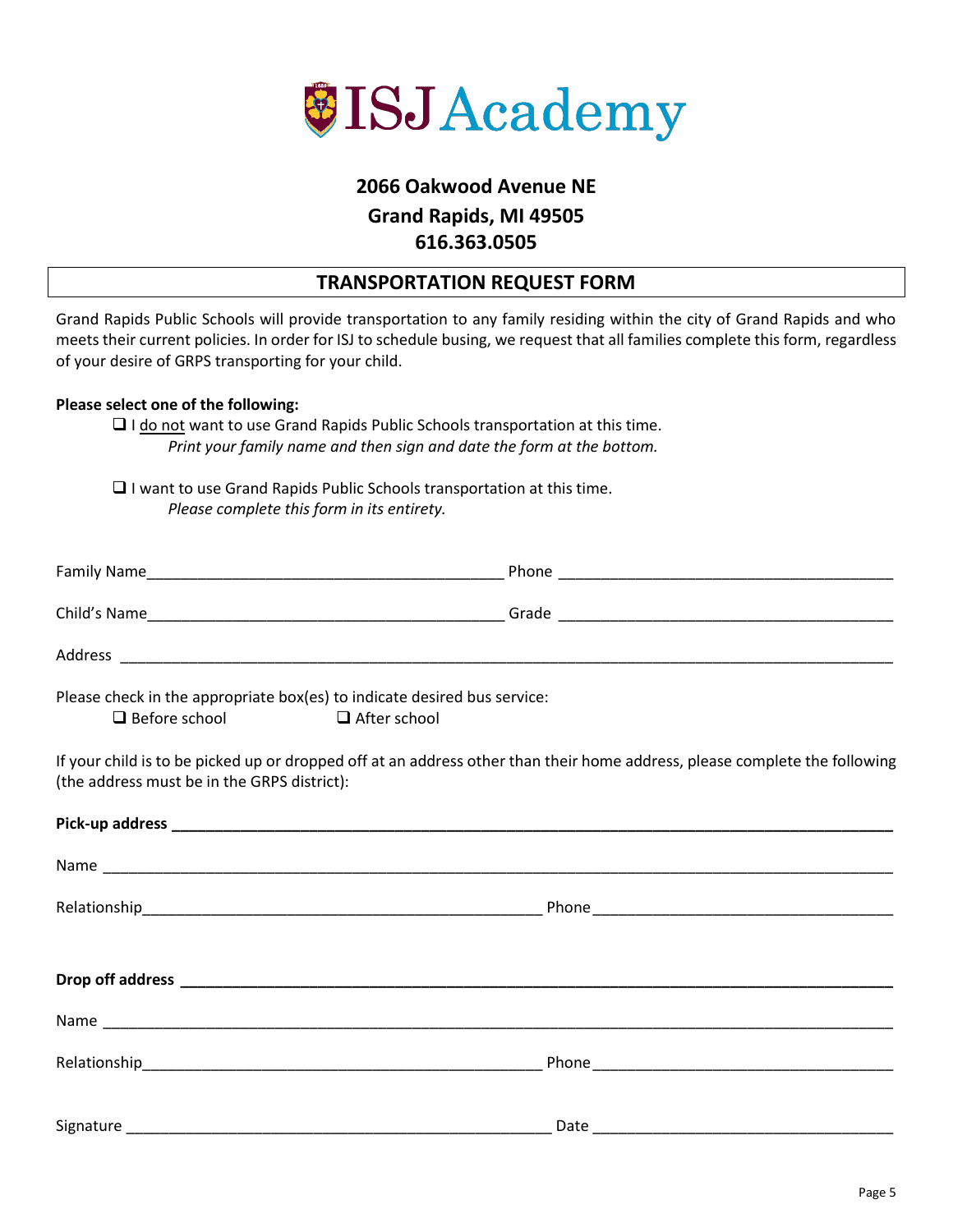# ISJ Academy

**2066 Oakwood Avenue NE**
**Grand Rapids, MI 49505**
**616.363.0505**

## TRANSPORTATION REQUEST FORM

Grand Rapids Public Schools will provide transportation to any family residing within the city of Grand Rapids and who meets their current policies. In order for ISJ to schedule busing, we request that all families complete this form, regardless of your desire of GRPS transporting for your child.

**Please select one of the following:**

- ❑ I do not want to use Grand Rapids Public Schools transportation at this time.
  *Print your family name and then sign and date the form at the bottom.*

- ❑ I want to use Grand Rapids Public Schools transportation at this time.
  *Please complete this form in its entirety.*

Family Name_______________________________________ Phone _____________________________________

Child's Name_______________________________________ Grade _____________________________________

Address ________________________________________________________________________________

Please check in the appropriate box(es) to indicate desired bus service:

❑ Before school ❑ After school

If your child is to be picked up or dropped off at an address other than their home address, please complete the following (the address must be in the GRPS district):

**Pick-up address ______________________________________________________________________**

Name __________________________________________________________________________________

Relationship_____________________________________________ Phone _________________________________

**Drop off address ______________________________________________________________________**

Name __________________________________________________________________________________

Relationship_____________________________________________ Phone _________________________________

Signature _______________________________________________ Date _________________________________